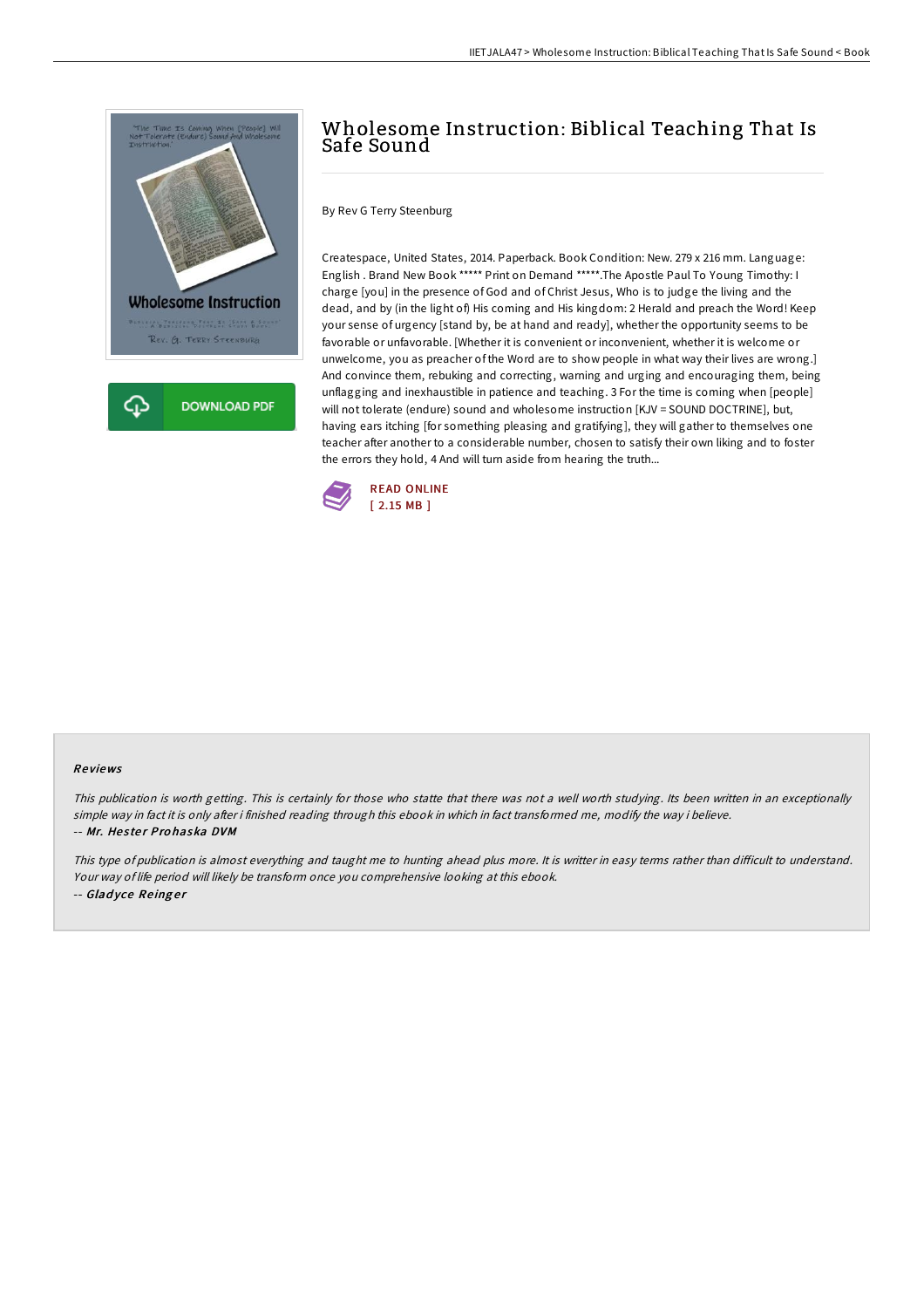# Wholesome Instruction: Biblical Teaching That Is Safe Sound

By Rev G Terry Steenburg

Createspace, United States, 2014. Paperback. Book Condition: New. 279 x 216 mm. Language: English . Brand New Book ***** Print on Demand *****.The Apostle Paul To Young Timothy: I charge [you] in the presence of God and of Christ Jesus, Who is to judge the living and the dead, and by (in the light of) His coming and His kingdom: 2 Herald and preach the Word! Keep your sense of urgency [stand by, be at hand and ready], whether the opportunity seems to be favorable or unfavorable. [Whether it is convenient or inconvenient, whether it is welcome or unwelcome, you as preacher of the Word are to show people in what way their lives are wrong.] And convince them, rebuking and correcting, warning and urging and encouraging them, being unflagging and inexhaustible in patience and teaching. 3 For the time is coming when [people] will not tolerate (endure) sound and wholesome instruction [KJV = SOUND DOCTRINE], but, having ears itching [for something pleasing and gratifying], they will gather to themselves one teacher after another to a considerable number, chosen to satisfy their own liking and to foster the errors they hold, 4 And will turn aside from hearing the truth...

READ ONLINE
[ 2.15 MB ]

DOWNLOAD PDF

### Reviews

*This publication is worth getting. This is certainly for those who statte that there was not a well worth studying. Its been written in an exceptionally simple way in fact it is only after i finished reading through this ebook in which in fact transformed me, modify the way i believe.*

-- ***Mr. Hester Prohaska DVM***

*This type of publication is almost everything and taught me to hunting ahead plus more. It is writter in easy terms rather than difficult to understand. Your way of life period will likely be transform once you comprehensive looking at this ebook.*

-- ***Gladyce Reinger***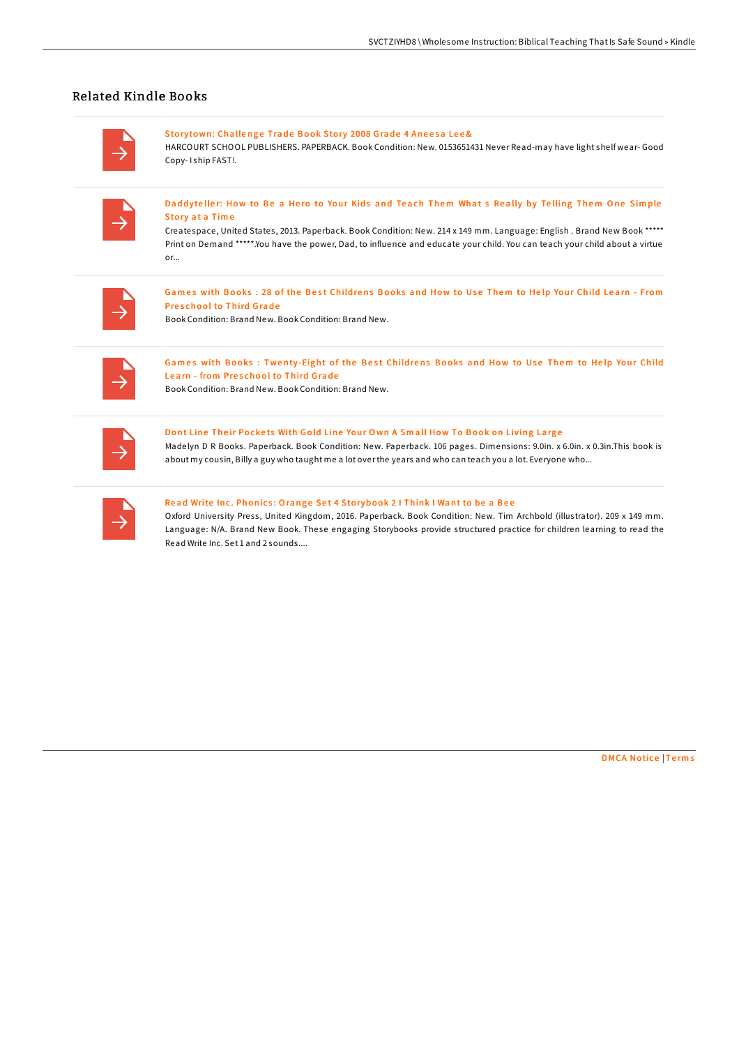## Related Kindle Books

**Storytown: Challenge Trade Book Story 2008 Grade 4 Aneesa Lee&**

HARCOURT SCHOOL PUBLISHERS. PAPERBACK. Book Condition: New. 0153651431 Never Read-may have light shelf wear- Good Copy- I ship FAST!.

**Daddyteller: How to Be a Hero to Your Kids and Teach Them What s Really by Telling Them One Simple Story at a Time**

Createspace, United States, 2013. Paperback. Book Condition: New. 214 x 149 mm. Language: English . Brand New Book ***** Print on Demand *****.You have the power, Dad, to influence and educate your child. You can teach your child about a virtue or...

**Games with Books : 28 of the Best Childrens Books and How to Use Them to Help Your Child Learn - From Preschool to Third Grade**

Book Condition: Brand New. Book Condition: Brand New.

**Games with Books : Twenty-Eight of the Best Childrens Books and How to Use Them to Help Your Child Learn - from Preschool to Third Grade**

Book Condition: Brand New. Book Condition: Brand New.

**Dont Line Their Pockets With Gold Line Your Own A Small How To Book on Living Large**

Madelyn D R Books. Paperback. Book Condition: New. Paperback. 106 pages. Dimensions: 9.0in. x 6.0in. x 0.3in.This book is about my cousin, Billy a guy who taught me a lot over the years and who can teach you a lot. Everyone who...

**Read Write Inc. Phonics: Orange Set 4 Storybook 2 I Think I Want to be a Bee**

Oxford University Press, United Kingdom, 2016. Paperback. Book Condition: New. Tim Archbold (illustrator). 209 x 149 mm. Language: N/A. Brand New Book. These engaging Storybooks provide structured practice for children learning to read the Read Write Inc. Set 1 and 2 sounds....